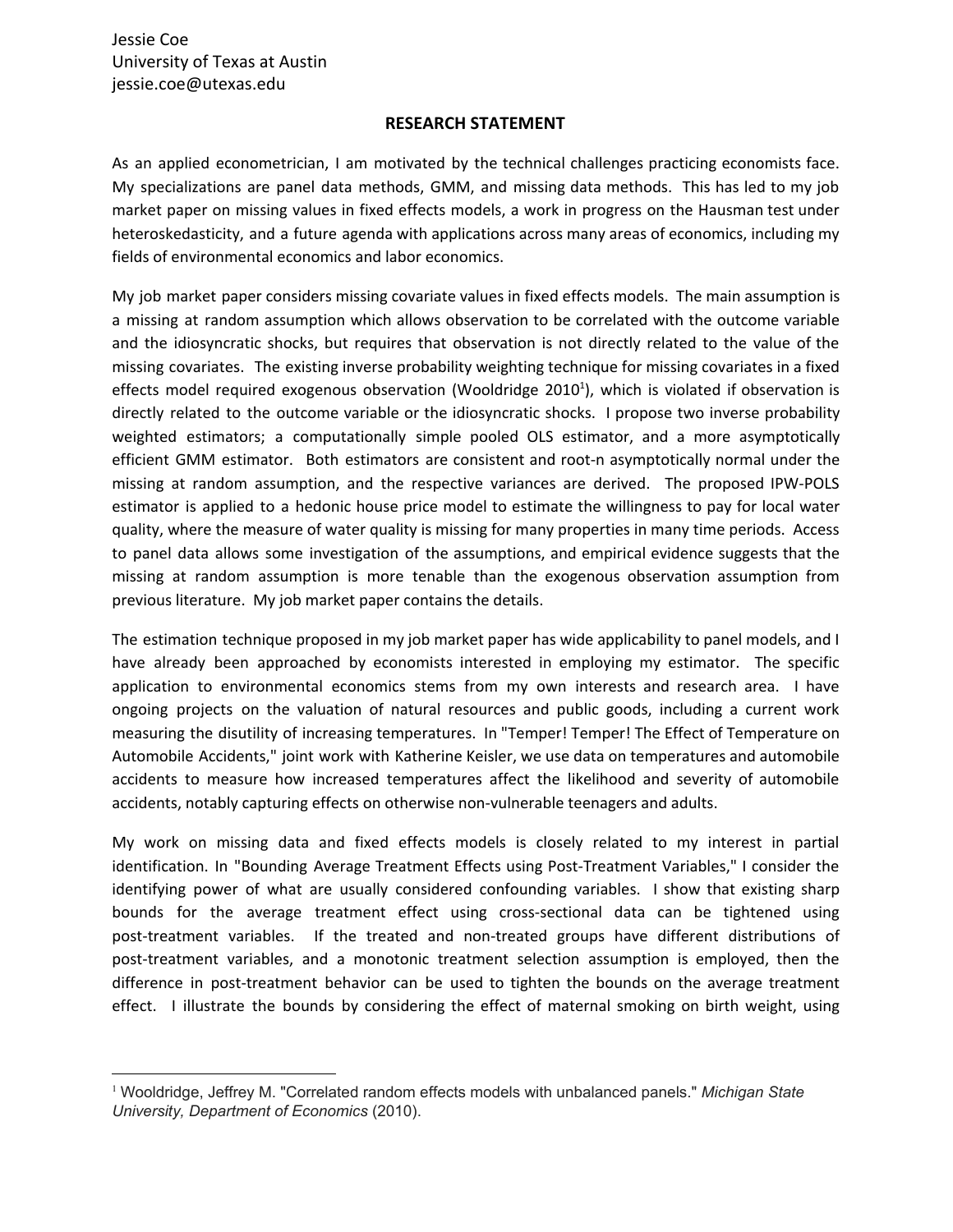Jessie Coe
University of Texas at Austin
jessie.coe@utexas.edu

## RESEARCH STATEMENT

As an applied econometrician, I am motivated by the technical challenges practicing economists face. My specializations are panel data methods, GMM, and missing data methods. This has led to my job market paper on missing values in fixed effects models, a work in progress on the Hausman test under heteroskedasticity, and a future agenda with applications across many areas of economics, including my fields of environmental economics and labor economics.

My job market paper considers missing covariate values in fixed effects models. The main assumption is a missing at random assumption which allows observation to be correlated with the outcome variable and the idiosyncratic shocks, but requires that observation is not directly related to the value of the missing covariates. The existing inverse probability weighting technique for missing covariates in a fixed effects model required exogenous observation (Wooldridge 2010[1]), which is violated if observation is directly related to the outcome variable or the idiosyncratic shocks. I propose two inverse probability weighted estimators; a computationally simple pooled OLS estimator, and a more asymptotically efficient GMM estimator. Both estimators are consistent and root-n asymptotically normal under the missing at random assumption, and the respective variances are derived. The proposed IPW-POLS estimator is applied to a hedonic house price model to estimate the willingness to pay for local water quality, where the measure of water quality is missing for many properties in many time periods. Access to panel data allows some investigation of the assumptions, and empirical evidence suggests that the missing at random assumption is more tenable than the exogenous observation assumption from previous literature. My job market paper contains the details.

The estimation technique proposed in my job market paper has wide applicability to panel models, and I have already been approached by economists interested in employing my estimator. The specific application to environmental economics stems from my own interests and research area. I have ongoing projects on the valuation of natural resources and public goods, including a current work measuring the disutility of increasing temperatures. In "Temper! Temper! The Effect of Temperature on Automobile Accidents," joint work with Katherine Keisler, we use data on temperatures and automobile accidents to measure how increased temperatures affect the likelihood and severity of automobile accidents, notably capturing effects on otherwise non-vulnerable teenagers and adults.

My work on missing data and fixed effects models is closely related to my interest in partial identification. In "Bounding Average Treatment Effects using Post-Treatment Variables," I consider the identifying power of what are usually considered confounding variables. I show that existing sharp bounds for the average treatment effect using cross-sectional data can be tightened using post-treatment variables. If the treated and non-treated groups have different distributions of post-treatment variables, and a monotonic treatment selection assumption is employed, then the difference in post-treatment behavior can be used to tighten the bounds on the average treatment effect. I illustrate the bounds by considering the effect of maternal smoking on birth weight, using

[1] Wooldridge, Jeffrey M. "Correlated random effects models with unbalanced panels." *Michigan State University, Department of Economics* (2010).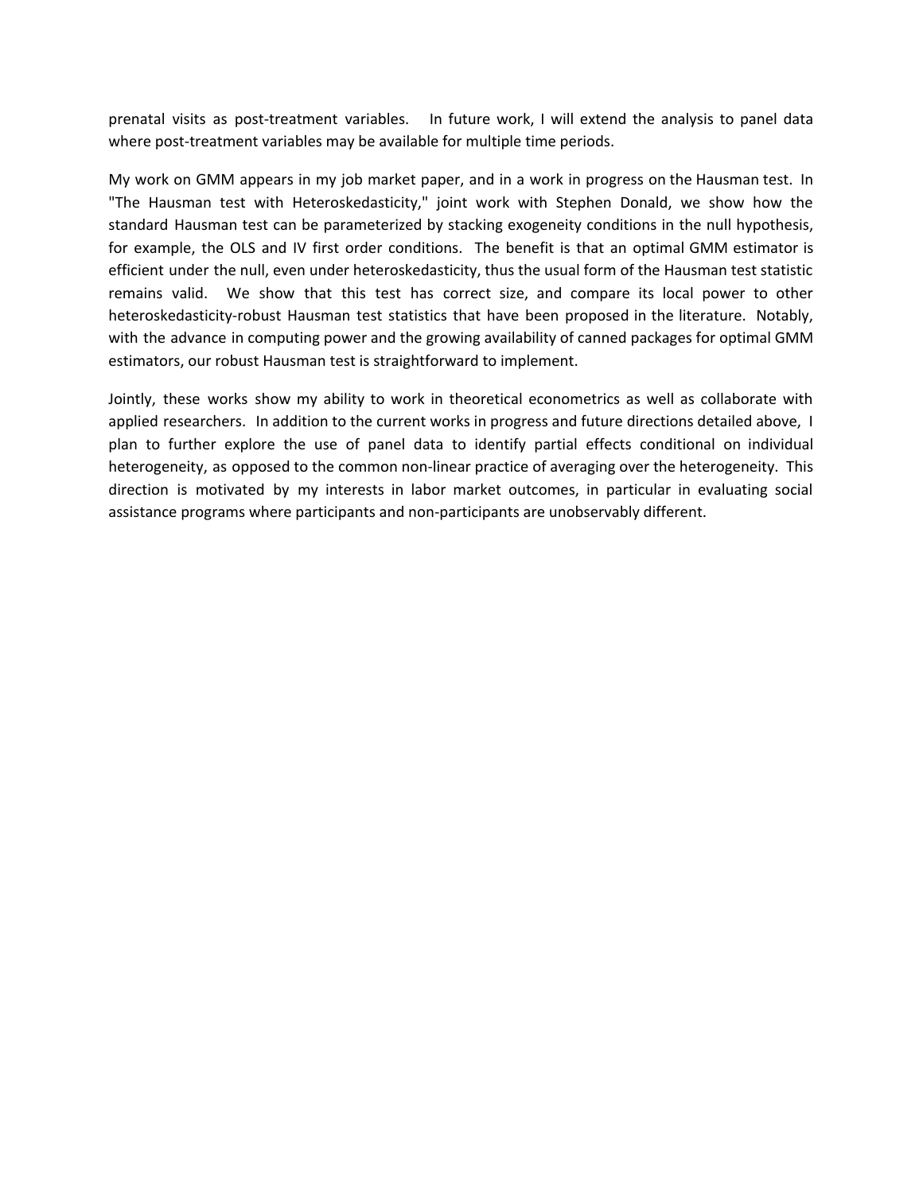prenatal visits as post-treatment variables. In future work, I will extend the analysis to panel data where post-treatment variables may be available for multiple time periods.

My work on GMM appears in my job market paper, and in a work in progress on the Hausman test. In "The Hausman test with Heteroskedasticity," joint work with Stephen Donald, we show how the standard Hausman test can be parameterized by stacking exogeneity conditions in the null hypothesis, for example, the OLS and IV first order conditions. The benefit is that an optimal GMM estimator is efficient under the null, even under heteroskedasticity, thus the usual form of the Hausman test statistic remains valid. We show that this test has correct size, and compare its local power to other heteroskedasticity-robust Hausman test statistics that have been proposed in the literature. Notably, with the advance in computing power and the growing availability of canned packages for optimal GMM estimators, our robust Hausman test is straightforward to implement.

Jointly, these works show my ability to work in theoretical econometrics as well as collaborate with applied researchers. In addition to the current works in progress and future directions detailed above, I plan to further explore the use of panel data to identify partial effects conditional on individual heterogeneity, as opposed to the common non-linear practice of averaging over the heterogeneity. This direction is motivated by my interests in labor market outcomes, in particular in evaluating social assistance programs where participants and non-participants are unobservably different.